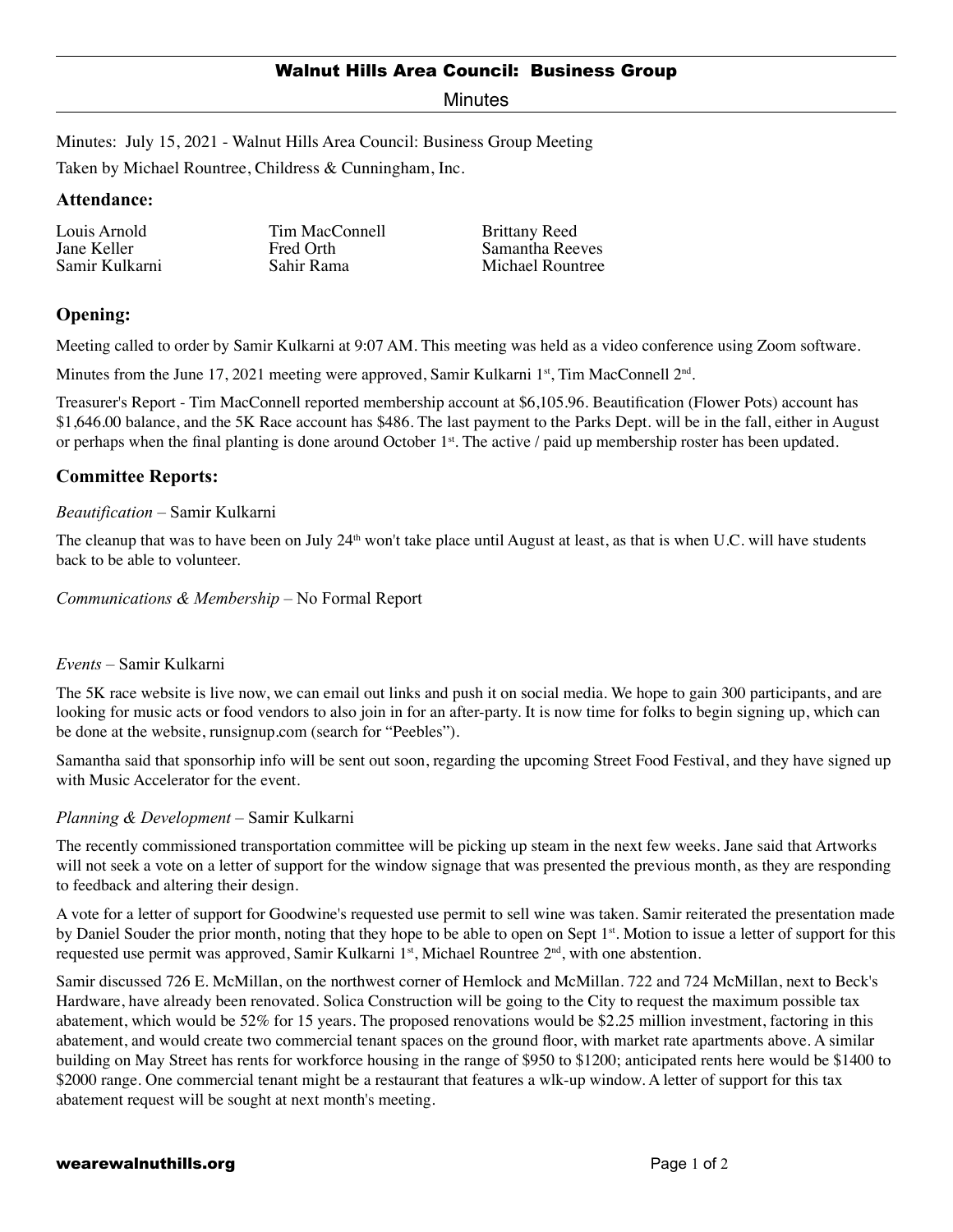# Walnut Hills Area Council: Business Group

Minutes

Minutes: July 15, 2021 - Walnut Hills Area Council: Business Group Meeting

Taken by Michael Rountree, Childress & Cunningham, Inc.

## Attendance:

Louis Arnold
Jane Keller
Samir Kulkarni
Tim MacConnell
Fred Orth
Sahir Rama
Brittany Reed
Samantha Reeves
Michael Rountree

## Opening:

Meeting called to order by Samir Kulkarni at 9:07 AM. This meeting was held as a video conference using Zoom software.

Minutes from the June 17, 2021 meeting were approved, Samir Kulkarni 1st, Tim MacConnell 2nd.

Treasurer's Report - Tim MacConnell reported membership account at $6,105.96. Beautification (Flower Pots) account has $1,646.00 balance, and the 5K Race account has $486. The last payment to the Parks Dept. will be in the fall, either in August or perhaps when the final planting is done around October 1st. The active / paid up membership roster has been updated.

## Committee Reports:

*Beautification* – Samir Kulkarni

The cleanup that was to have been on July 24th won't take place until August at least, as that is when U.C. will have students back to be able to volunteer.

*Communications & Membership* – No Formal Report

*Events* – Samir Kulkarni

The 5K race website is live now, we can email out links and push it on social media. We hope to gain 300 participants, and are looking for music acts or food vendors to also join in for an after-party. It is now time for folks to begin signing up, which can be done at the website, runsignup.com (search for "Peebles").

Samantha said that sponsorhip info will be sent out soon, regarding the upcoming Street Food Festival, and they have signed up with Music Accelerator for the event.

*Planning & Development* – Samir Kulkarni

The recently commissioned transportation committee will be picking up steam in the next few weeks. Jane said that Artworks will not seek a vote on a letter of support for the window signage that was presented the previous month, as they are responding to feedback and altering their design.

A vote for a letter of support for Goodwine's requested use permit to sell wine was taken. Samir reiterated the presentation made by Daniel Souder the prior month, noting that they hope to be able to open on Sept 1st. Motion to issue a letter of support for this requested use permit was approved, Samir Kulkarni 1st, Michael Rountree 2nd, with one abstention.

Samir discussed 726 E. McMillan, on the northwest corner of Hemlock and McMillan. 722 and 724 McMillan, next to Beck's Hardware, have already been renovated. Solica Construction will be going to the City to request the maximum possible tax abatement, which would be 52% for 15 years. The proposed renovations would be $2.25 million investment, factoring in this abatement, and would create two commercial tenant spaces on the ground floor, with market rate apartments above. A similar building on May Street has rents for workforce housing in the range of $950 to $1200; anticipated rents here would be $1400 to $2000 range. One commercial tenant might be a restaurant that features a wlk-up window. A letter of support for this tax abatement request will be sought at next month's meeting.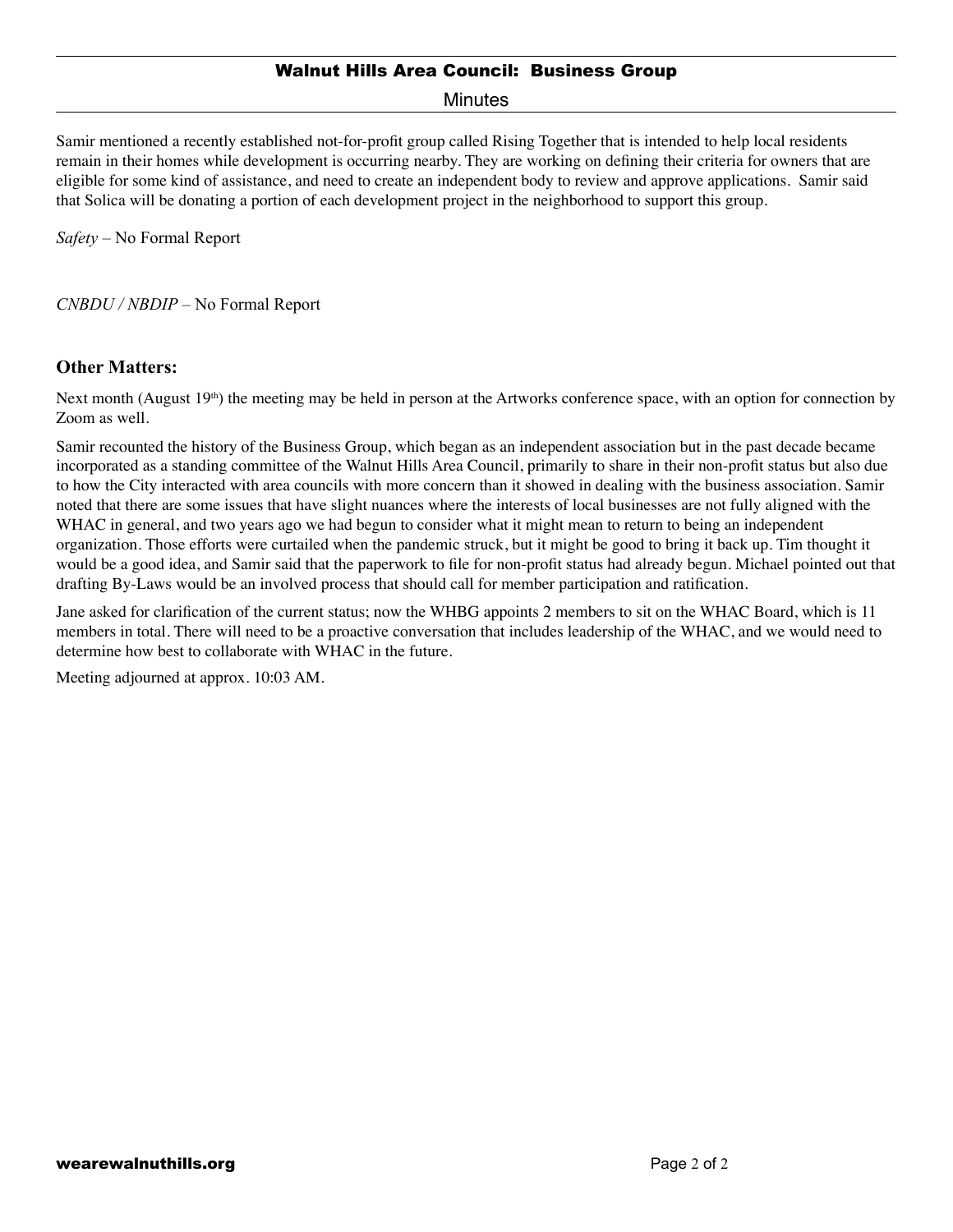Samir mentioned a recently established not-for-profit group called Rising Together that is intended to help local residents remain in their homes while development is occurring nearby. They are working on defining their criteria for owners that are eligible for some kind of assistance, and need to create an independent body to review and approve applications. Samir said that Solica will be donating a portion of each development project in the neighborhood to support this group.

*Safety* – No Formal Report

*CNBDU / NBDIP* – No Formal Report

## Other Matters:

Next month (August 19th) the meeting may be held in person at the Artworks conference space, with an option for connection by Zoom as well.

Samir recounted the history of the Business Group, which began as an independent association but in the past decade became incorporated as a standing committee of the Walnut Hills Area Council, primarily to share in their non-profit status but also due to how the City interacted with area councils with more concern than it showed in dealing with the business association. Samir noted that there are some issues that have slight nuances where the interests of local businesses are not fully aligned with the WHAC in general, and two years ago we had begun to consider what it might mean to return to being an independent organization. Those efforts were curtailed when the pandemic struck, but it might be good to bring it back up. Tim thought it would be a good idea, and Samir said that the paperwork to file for non-profit status had already begun. Michael pointed out that drafting By-Laws would be an involved process that should call for member participation and ratification.

Jane asked for clarification of the current status; now the WHBG appoints 2 members to sit on the WHAC Board, which is 11 members in total. There will need to be a proactive conversation that includes leadership of the WHAC, and we would need to determine how best to collaborate with WHAC in the future.

Meeting adjourned at approx. 10:03 AM.